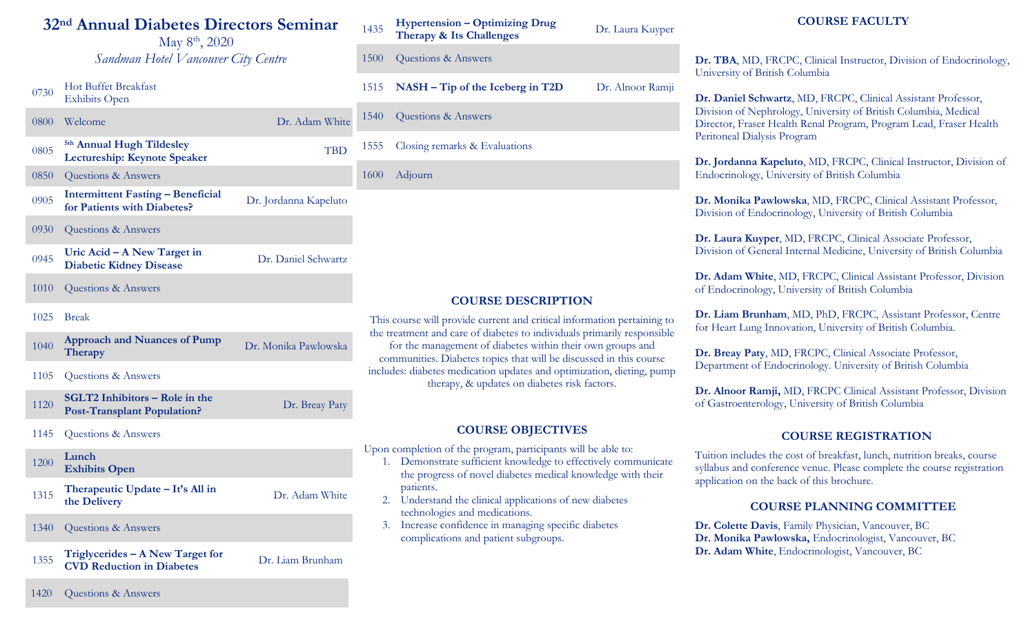# 32nd Annual Diabetes Directors Seminar

May 8th, 2020

*Sandman Hotel Vancouver City Centre*

| Time | Session | Speaker |
|---|---|---|
| 0730 | Hot Buffet Breakfast<br>Exhibits Open | |
| 0800 | Welcome | Dr. Adam White |
| 0805 | **5th Annual Hugh Tildesley Lectureship: Keynote Speaker** | TBD |
| 0850 | Questions & Answers | |
| 0905 | **Intermittent Fasting – Beneficial for Patients with Diabetes?** | Dr. Jordanna Kapeluto |
| 0930 | Questions & Answers | |
| 0945 | **Uric Acid – A New Target in Diabetic Kidney Disease** | Dr. Daniel Schwartz |
| 1010 | Questions & Answers | |
| 1025 | Break | |
| 1040 | **Approach and Nuances of Pump Therapy** | Dr. Monika Pawlowska |
| 1105 | Questions & Answers | |
| 1120 | **SGLT2 Inhibitors – Role in the Post-Transplant Population?** | Dr. Breay Paty |
| 1145 | Questions & Answers | |
| 1200 | **Lunch**<br>**Exhibits Open** | |
| 1315 | **Therapeutic Update – It's All in the Delivery** | Dr. Adam White |
| 1340 | Questions & Answers | |
| 1355 | **Triglycerides – A New Target for CVD Reduction in Diabetes** | Dr. Liam Brunham |
| 1420 | Questions & Answers | |
| 1435 | **Hypertension – Optimizing Drug Therapy & Its Challenges** | Dr. Laura Kuyper |
| 1500 | Questions & Answers | |
| 1515 | **NASH – Tip of the Iceberg in T2D** | Dr. Alnoor Ramji |
| 1540 | Questions & Answers | |
| 1555 | Closing remarks & Evaluations | |
| 1600 | Adjourn | |

## COURSE DESCRIPTION

This course will provide current and critical information pertaining to the treatment and care of diabetes to individuals primarily responsible for the management of diabetes within their own groups and communities. Diabetes topics that will be discussed in this course includes: diabetes medication updates and optimization, dieting, pump therapy, & updates on diabetes risk factors.

## COURSE OBJECTIVES

Upon completion of the program, participants will be able to:

1. Demonstrate sufficient knowledge to effectively communicate the progress of novel diabetes medical knowledge with their patients.
2. Understand the clinical applications of new diabetes technologies and medications.
3. Increase confidence in managing specific diabetes complications and patient subgroups.

## COURSE FACULTY

**Dr. TBA**, MD, FRCPC, Clinical Instructor, Division of Endocrinology, University of British Columbia

**Dr. Daniel Schwartz**, MD, FRCPC, Clinical Assistant Professor, Division of Nephrology, University of British Columbia, Medical Director, Fraser Health Renal Program, Program Lead, Fraser Health Peritoneal Dialysis Program

**Dr. Jordanna Kapeluto**, MD, FRCPC, Clinical Instructor, Division of Endocrinology, University of British Columbia

**Dr. Monika Pawlowska**, MD, FRCPC, Clinical Assistant Professor, Division of Endocrinology, University of British Columbia

**Dr. Laura Kuyper**, MD, FRCPC, Clinical Associate Professor, Division of General Internal Medicine, University of British Columbia

**Dr. Adam White**, MD, FRCPC, Clinical Assistant Professor, Division of Endocrinology, University of British Columbia

**Dr. Liam Brunham**, MD, PhD, FRCPC, Assistant Professor, Centre for Heart Lung Innovation, University of British Columbia.

**Dr. Breay Paty**, MD, FRCPC, Clinical Associate Professor, Department of Endocrinology. University of British Columbia

**Dr. Alnoor Ramji,** MD, FRCPC Clinical Assistant Professor, Division of Gastroenterology, University of British Columbia

## COURSE REGISTRATION

Tuition includes the cost of breakfast, lunch, nutrition breaks, course syllabus and conference venue. Please complete the course registration application on the back of this brochure.

## COURSE PLANNING COMMITTEE

**Dr. Colette Davis**, Family Physician, Vancouver, BC
**Dr. Monika Pawlowska,** Endocrinologist, Vancouver, BC
**Dr. Adam White**, Endocrinologist, Vancouver, BC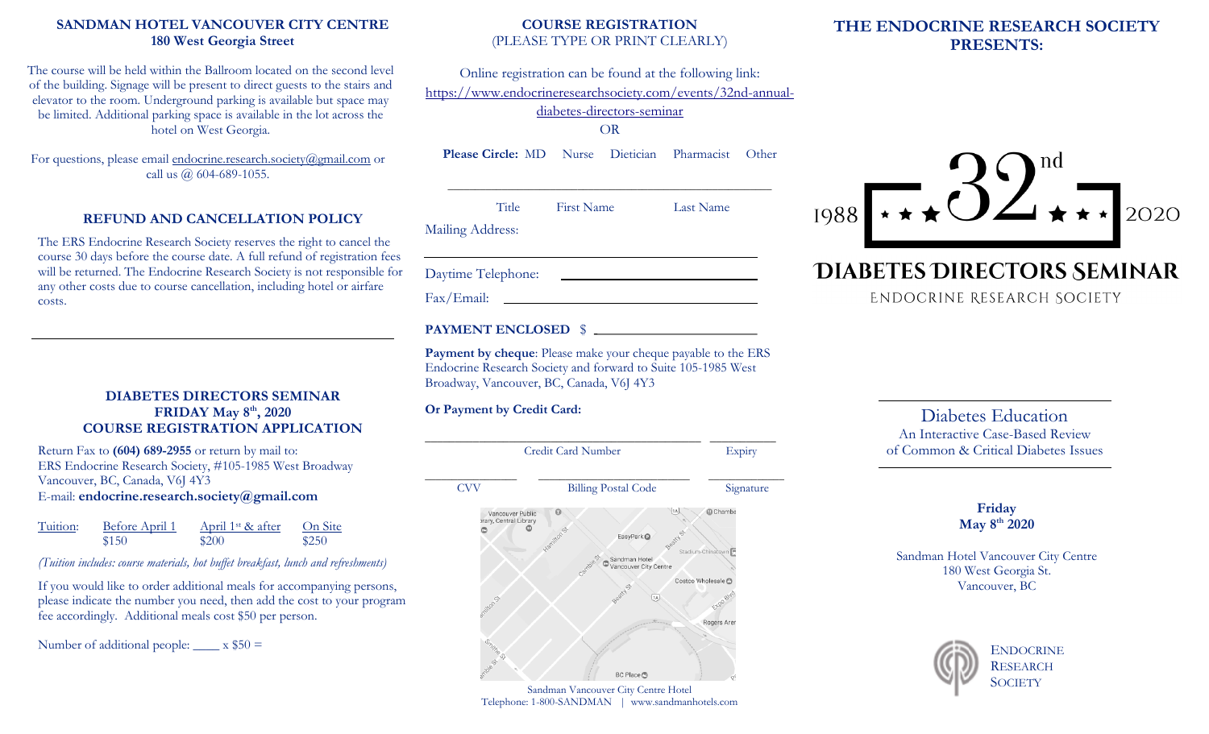## SANDMAN HOTEL VANCOUVER CITY CENTRE
**180 West Georgia Street**

The course will be held within the Ballroom located on the second level of the building. Signage will be present to direct guests to the stairs and elevator to the room. Underground parking is available but space may be limited. Additional parking space is available in the lot across the hotel on West Georgia.

For questions, please email endocrine.research.society@gmail.com or call us @ 604-689-1055.

## REFUND AND CANCELLATION POLICY

The ERS Endocrine Research Society reserves the right to cancel the course 30 days before the course date. A full refund of registration fees will be returned. The Endocrine Research Society is not responsible for any other costs due to course cancellation, including hotel or airfare costs.

## DIABETES DIRECTORS SEMINAR
## FRIDAY May 8th, 2020
## COURSE REGISTRATION APPLICATION

Return Fax to **(604) 689-2955** or return by mail to:
ERS Endocrine Research Society, #105-1985 West Broadway
Vancouver, BC, Canada, V6J 4Y3
E-mail: **endocrine.research.society@gmail.com**

| Tuition: | Before April 1 | April 1st & after | On Site |
|---|---|---|---|
| | $150 | $200 | $250 |

*(Tuition includes: course materials, hot buffet breakfast, lunch and refreshments)*

If you would like to order additional meals for accompanying persons, please indicate the number you need, then add the cost to your program fee accordingly. Additional meals cost $50 per person.

Number of additional people: ____ x $50 =

## COURSE REGISTRATION
(PLEASE TYPE OR PRINT CLEARLY)

Online registration can be found at the following link:
https://www.endocrineresearchsociety.com/events/32nd-annual-diabetes-directors-seminar

OR

**Please Circle:** MD Nurse Dietician Pharmacist Other

______________________________________________

Title First Name Last Name

Mailing Address:

______________________________________________

Daytime Telephone: ______________________

Fax/Email: ______________________________

**PAYMENT ENCLOSED** $ ____________________

**Payment by cheque**: Please make your cheque payable to the ERS Endocrine Research Society and forward to Suite 105-1985 West Broadway, Vancouver, BC, Canada, V6J 4Y3

**Or Payment by Credit Card:**

______________________________ __________

Credit Card Number Expiry

__________ ____________________ __________

CVV Billing Postal Code Signature

Sandman Vancouver City Centre Hotel
Telephone: 1-800-SANDMAN | www.sandmanhotels.com

## THE ENDOCRINE RESEARCH SOCIETY PRESENTS:

1988 32nd 2020

# DIABETES DIRECTORS SEMINAR

ENDOCRINE RESEARCH SOCIETY

Diabetes Education
An Interactive Case-Based Review of Common & Critical Diabetes Issues

**Friday**
**May 8th 2020**

Sandman Hotel Vancouver City Centre
180 West Georgia St.
Vancouver, BC

ENDOCRINE RESEARCH SOCIETY